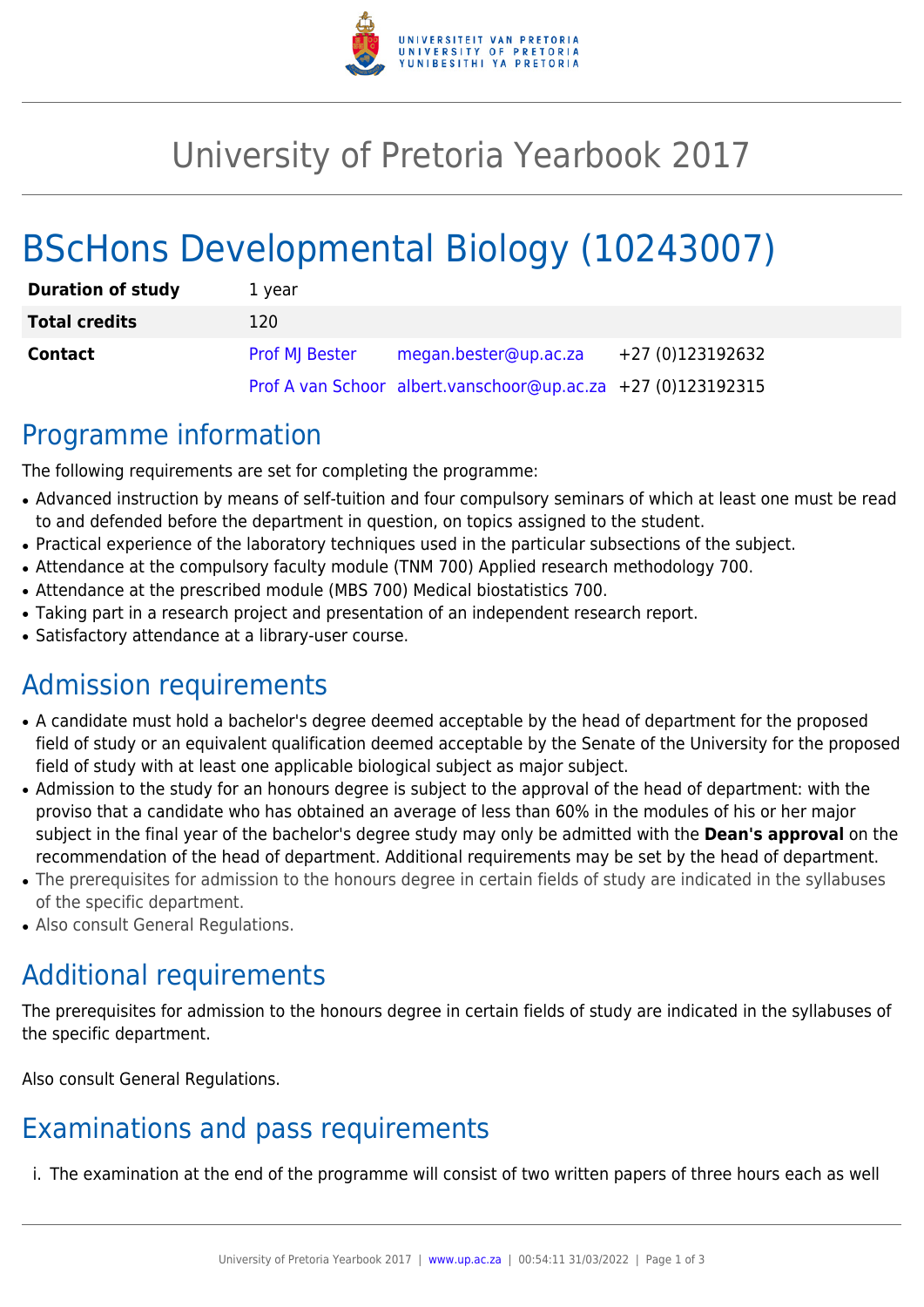# University of Pretoria Yearbook 2017

## BScHons Developmental Biology (10243007)

| | | | |
|---|---|---|---|
| **Duration of study** | 1 year | | |
| **Total credits** | 120 | | |
| **Contact** | Prof MJ Bester | megan.bester@up.ac.za | +27 (0)123192632 |
| | Prof A van Schoor | albert.vanschoor@up.ac.za | +27 (0)123192315 |

## Programme information

The following requirements are set for completing the programme:

- Advanced instruction by means of self-tuition and four compulsory seminars of which at least one must be read to and defended before the department in question, on topics assigned to the student.
- Practical experience of the laboratory techniques used in the particular subsections of the subject.
- Attendance at the compulsory faculty module (TNM 700) Applied research methodology 700.
- Attendance at the prescribed module (MBS 700) Medical biostatistics 700.
- Taking part in a research project and presentation of an independent research report.
- Satisfactory attendance at a library-user course.

## Admission requirements

- A candidate must hold a bachelor's degree deemed acceptable by the head of department for the proposed field of study or an equivalent qualification deemed acceptable by the Senate of the University for the proposed field of study with at least one applicable biological subject as major subject.
- Admission to the study for an honours degree is subject to the approval of the head of department: with the proviso that a candidate who has obtained an average of less than 60% in the modules of his or her major subject in the final year of the bachelor's degree study may only be admitted with the **Dean's approval** on the recommendation of the head of department. Additional requirements may be set by the head of department.
- The prerequisites for admission to the honours degree in certain fields of study are indicated in the syllabuses of the specific department.
- Also consult General Regulations.

## Additional requirements

The prerequisites for admission to the honours degree in certain fields of study are indicated in the syllabuses of the specific department.

Also consult General Regulations.

## Examinations and pass requirements

i. The examination at the end of the programme will consist of two written papers of three hours each as well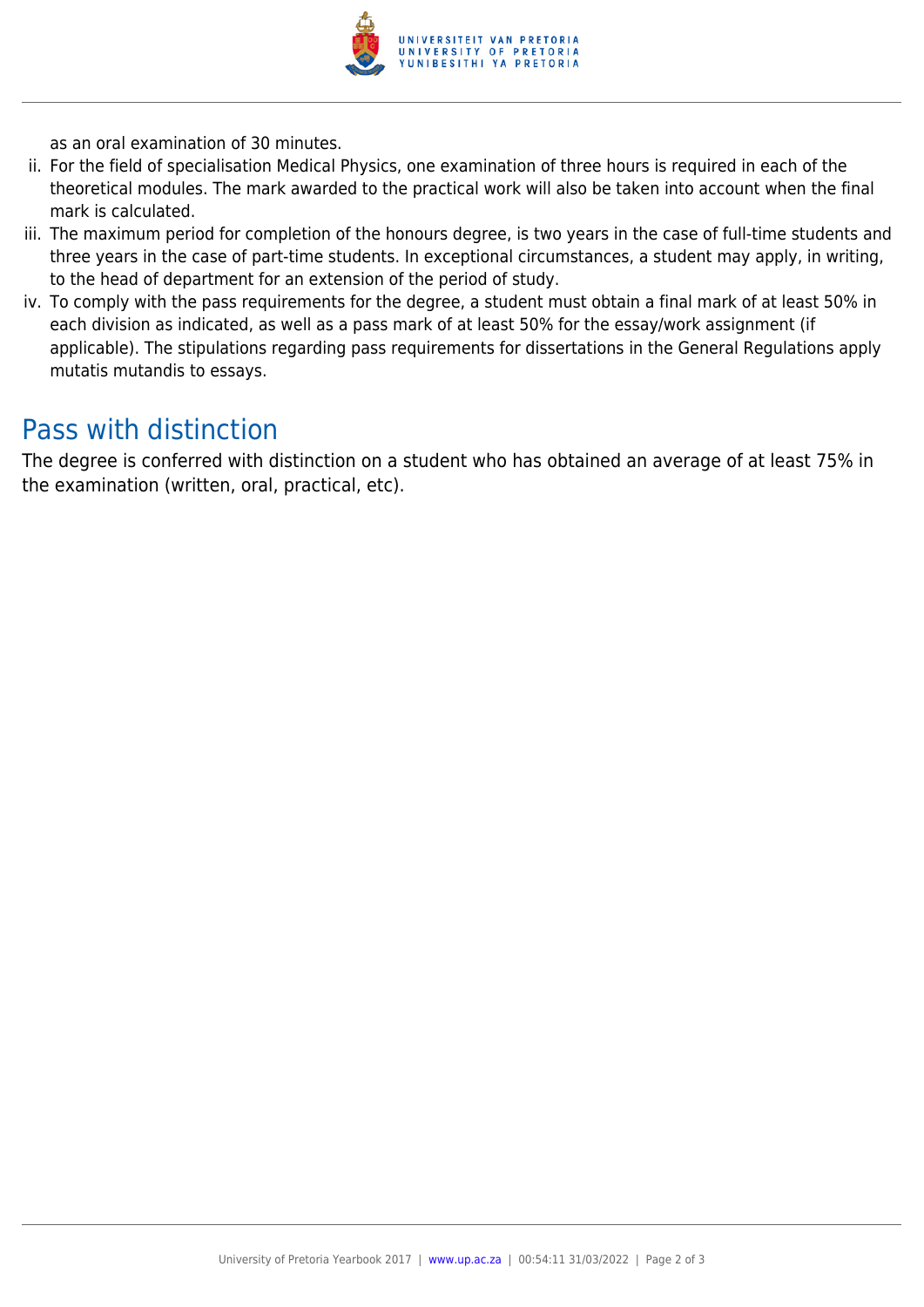as an oral examination of 30 minutes.

ii. For the field of specialisation Medical Physics, one examination of three hours is required in each of the theoretical modules. The mark awarded to the practical work will also be taken into account when the final mark is calculated.
iii. The maximum period for completion of the honours degree, is two years in the case of full-time students and three years in the case of part-time students. In exceptional circumstances, a student may apply, in writing, to the head of department for an extension of the period of study.
iv. To comply with the pass requirements for the degree, a student must obtain a final mark of at least 50% in each division as indicated, as well as a pass mark of at least 50% for the essay/work assignment (if applicable). The stipulations regarding pass requirements for dissertations in the General Regulations apply mutatis mutandis to essays.

## Pass with distinction

The degree is conferred with distinction on a student who has obtained an average of at least 75% in the examination (written, oral, practical, etc).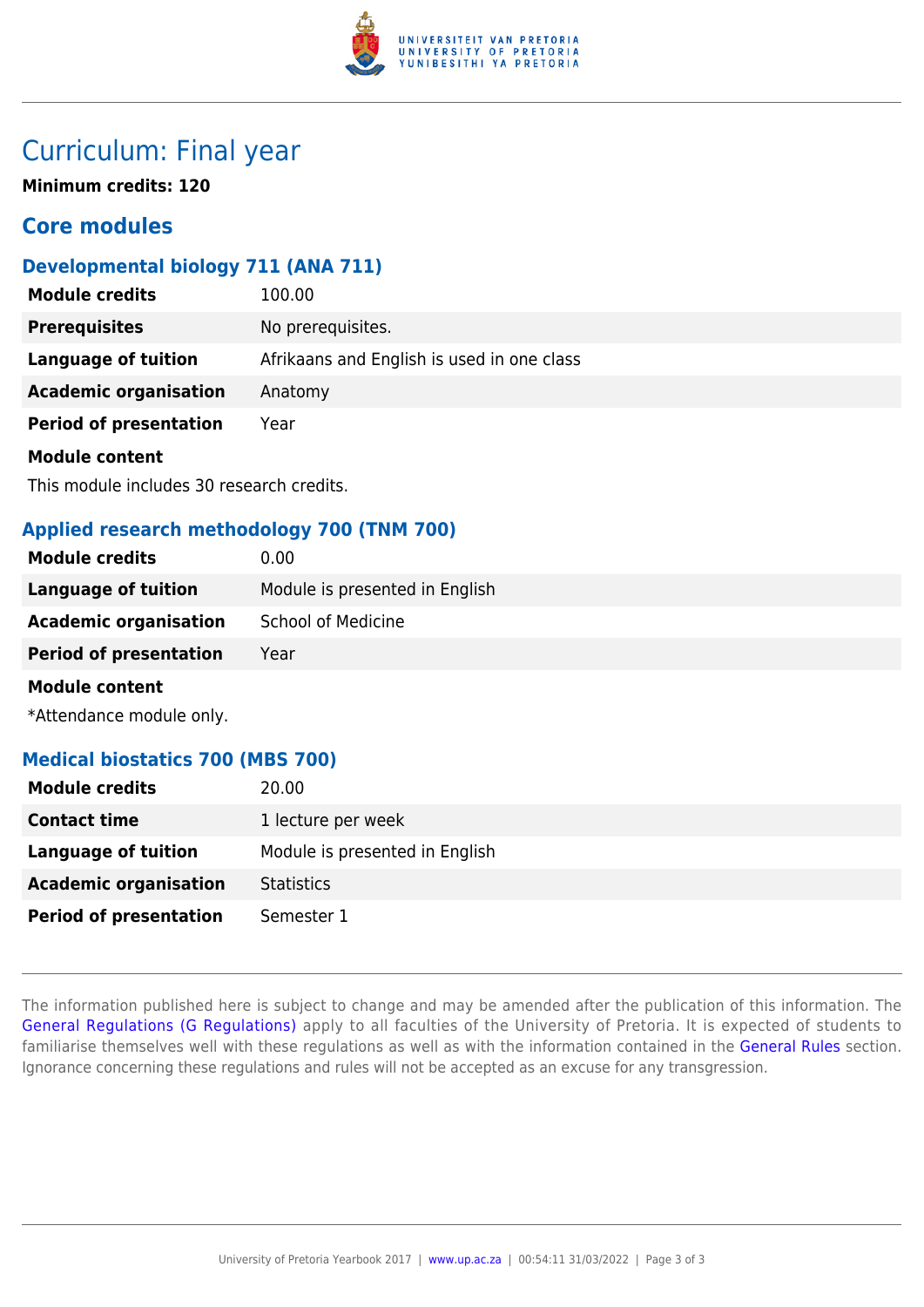# Curriculum: Final year

**Minimum credits: 120**

## Core modules

### Developmental biology 711 (ANA 711)

| | |
|---|---|
| **Module credits** | 100.00 |
| **Prerequisites** | No prerequisites. |
| **Language of tuition** | Afrikaans and English is used in one class |
| **Academic organisation** | Anatomy |
| **Period of presentation** | Year |

**Module content**

This module includes 30 research credits.

### Applied research methodology 700 (TNM 700)

| | |
|---|---|
| **Module credits** | 0.00 |
| **Language of tuition** | Module is presented in English |
| **Academic organisation** | School of Medicine |
| **Period of presentation** | Year |

**Module content**

*Attendance module only.

### Medical biostatics 700 (MBS 700)

| | |
|---|---|
| **Module credits** | 20.00 |
| **Contact time** | 1 lecture per week |
| **Language of tuition** | Module is presented in English |
| **Academic organisation** | Statistics |
| **Period of presentation** | Semester 1 |

The information published here is subject to change and may be amended after the publication of this information. The General Regulations (G Regulations) apply to all faculties of the University of Pretoria. It is expected of students to familiarise themselves well with these regulations as well as with the information contained in the General Rules section. Ignorance concerning these regulations and rules will not be accepted as an excuse for any transgression.